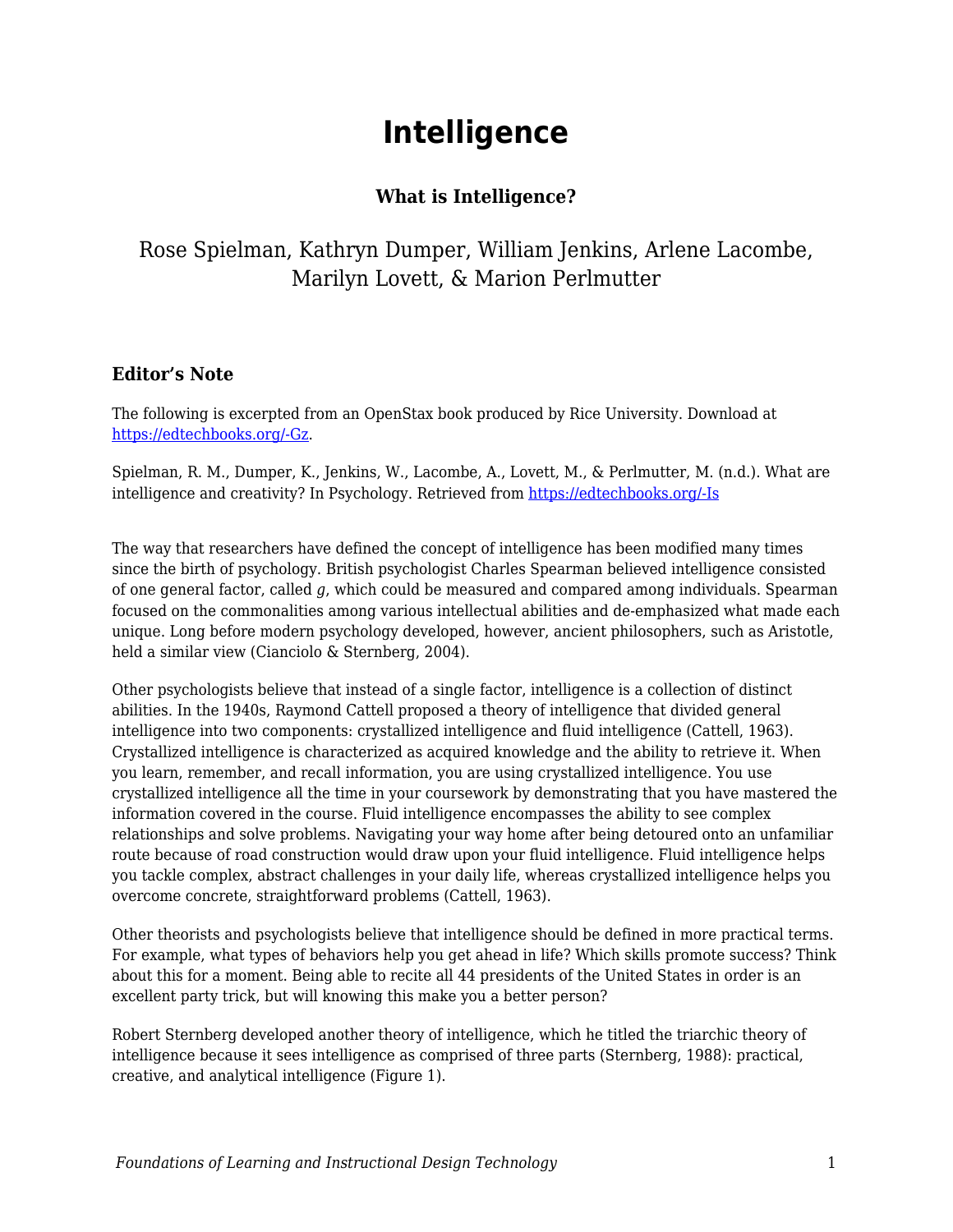# Intelligence

### What is Intelligence?

Rose Spielman, Kathryn Dumper, William Jenkins, Arlene Lacombe, Marilyn Lovett, & Marion Perlmutter

### Editor's Note

The following is excerpted from an OpenStax book produced by Rice University. Download at https://edtechbooks.org/-Gz.

Spielman, R. M., Dumper, K., Jenkins, W., Lacombe, A., Lovett, M., & Perlmutter, M. (n.d.). What are intelligence and creativity? In Psychology. Retrieved from https://edtechbooks.org/-Is

The way that researchers have defined the concept of intelligence has been modified many times since the birth of psychology. British psychologist Charles Spearman believed intelligence consisted of one general factor, called *g*, which could be measured and compared among individuals. Spearman focused on the commonalities among various intellectual abilities and de-emphasized what made each unique. Long before modern psychology developed, however, ancient philosophers, such as Aristotle, held a similar view (Cianciolo & Sternberg, 2004).

Other psychologists believe that instead of a single factor, intelligence is a collection of distinct abilities. In the 1940s, Raymond Cattell proposed a theory of intelligence that divided general intelligence into two components: crystallized intelligence and fluid intelligence (Cattell, 1963). Crystallized intelligence is characterized as acquired knowledge and the ability to retrieve it. When you learn, remember, and recall information, you are using crystallized intelligence. You use crystallized intelligence all the time in your coursework by demonstrating that you have mastered the information covered in the course. Fluid intelligence encompasses the ability to see complex relationships and solve problems. Navigating your way home after being detoured onto an unfamiliar route because of road construction would draw upon your fluid intelligence. Fluid intelligence helps you tackle complex, abstract challenges in your daily life, whereas crystallized intelligence helps you overcome concrete, straightforward problems (Cattell, 1963).

Other theorists and psychologists believe that intelligence should be defined in more practical terms. For example, what types of behaviors help you get ahead in life? Which skills promote success? Think about this for a moment. Being able to recite all 44 presidents of the United States in order is an excellent party trick, but will knowing this make you a better person?

Robert Sternberg developed another theory of intelligence, which he titled the triarchic theory of intelligence because it sees intelligence as comprised of three parts (Sternberg, 1988): practical, creative, and analytical intelligence (Figure 1).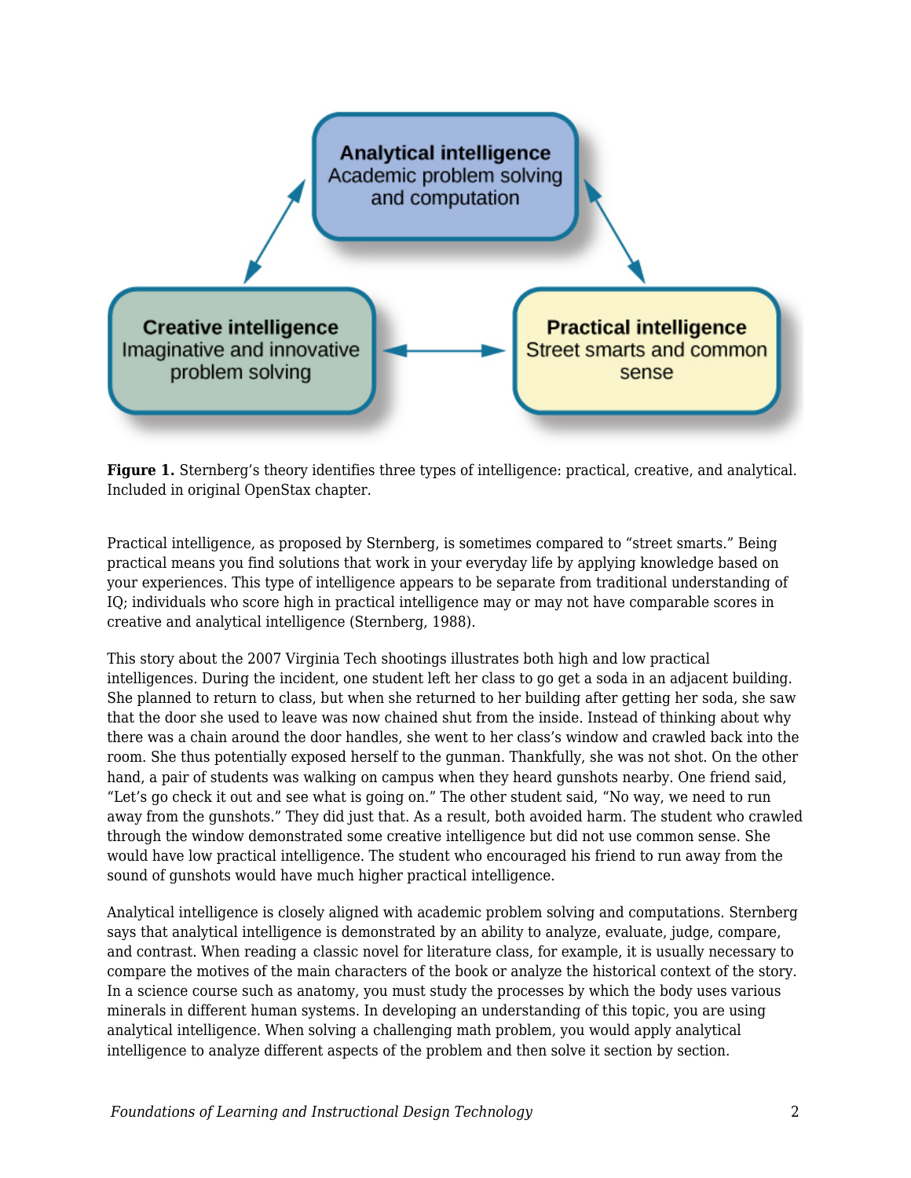Analytical intelligence
Academic problem solving and computation

Creative intelligence
Imaginative and innovative problem solving

Practical intelligence
Street smarts and common sense

**Figure 1.** Sternberg's theory identifies three types of intelligence: practical, creative, and analytical. Included in original OpenStax chapter.

Practical intelligence, as proposed by Sternberg, is sometimes compared to "street smarts." Being practical means you find solutions that work in your everyday life by applying knowledge based on your experiences. This type of intelligence appears to be separate from traditional understanding of IQ; individuals who score high in practical intelligence may or may not have comparable scores in creative and analytical intelligence (Sternberg, 1988).

This story about the 2007 Virginia Tech shootings illustrates both high and low practical intelligences. During the incident, one student left her class to go get a soda in an adjacent building. She planned to return to class, but when she returned to her building after getting her soda, she saw that the door she used to leave was now chained shut from the inside. Instead of thinking about why there was a chain around the door handles, she went to her class's window and crawled back into the room. She thus potentially exposed herself to the gunman. Thankfully, she was not shot. On the other hand, a pair of students was walking on campus when they heard gunshots nearby. One friend said, "Let's go check it out and see what is going on." The other student said, "No way, we need to run away from the gunshots." They did just that. As a result, both avoided harm. The student who crawled through the window demonstrated some creative intelligence but did not use common sense. She would have low practical intelligence. The student who encouraged his friend to run away from the sound of gunshots would have much higher practical intelligence.

Analytical intelligence is closely aligned with academic problem solving and computations. Sternberg says that analytical intelligence is demonstrated by an ability to analyze, evaluate, judge, compare, and contrast. When reading a classic novel for literature class, for example, it is usually necessary to compare the motives of the main characters of the book or analyze the historical context of the story. In a science course such as anatomy, you must study the processes by which the body uses various minerals in different human systems. In developing an understanding of this topic, you are using analytical intelligence. When solving a challenging math problem, you would apply analytical intelligence to analyze different aspects of the problem and then solve it section by section.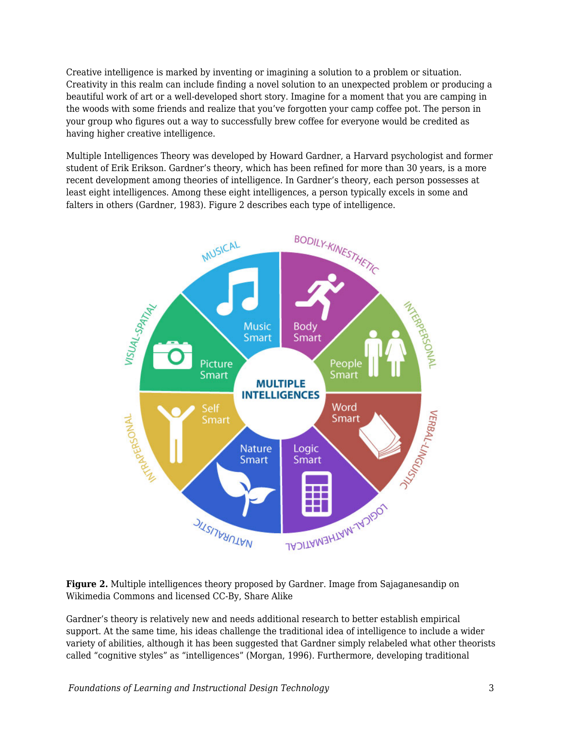Creative intelligence is marked by inventing or imagining a solution to a problem or situation. Creativity in this realm can include finding a novel solution to an unexpected problem or producing a beautiful work of art or a well-developed short story. Imagine for a moment that you are camping in the woods with some friends and realize that you've forgotten your camp coffee pot. The person in your group who figures out a way to successfully brew coffee for everyone would be credited as having higher creative intelligence.

Multiple Intelligences Theory was developed by Howard Gardner, a Harvard psychologist and former student of Erik Erikson. Gardner's theory, which has been refined for more than 30 years, is a more recent development among theories of intelligence. In Gardner's theory, each person possesses at least eight intelligences. Among these eight intelligences, a person typically excels in some and falters in others (Gardner, 1983). Figure 2 describes each type of intelligence.

**Figure 2.** Multiple intelligences theory proposed by Gardner. Image from Sajaganesandip on Wikimedia Commons and licensed CC-By, Share Alike

Gardner's theory is relatively new and needs additional research to better establish empirical support. At the same time, his ideas challenge the traditional idea of intelligence to include a wider variety of abilities, although it has been suggested that Gardner simply relabeled what other theorists called "cognitive styles" as "intelligences" (Morgan, 1996). Furthermore, developing traditional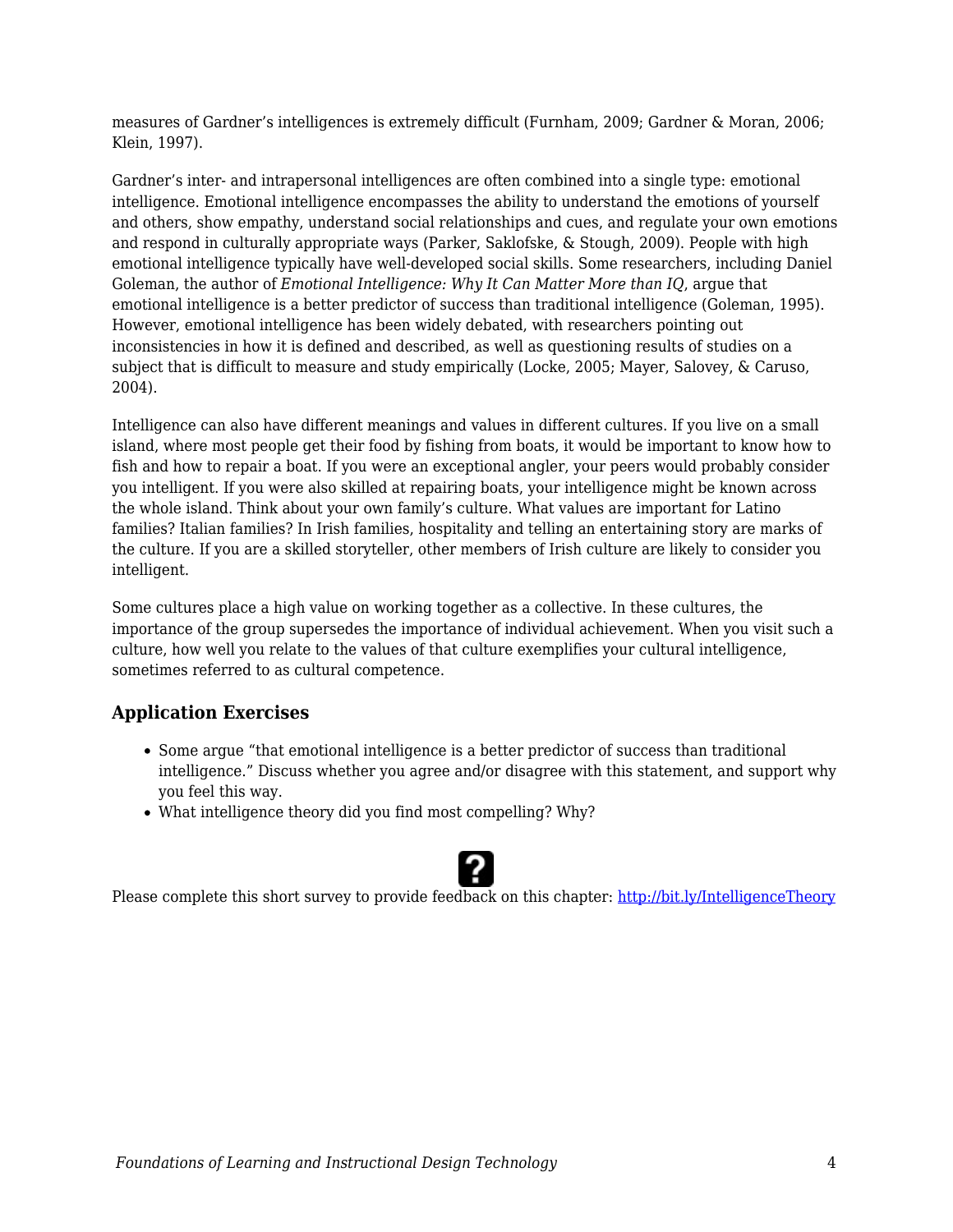measures of Gardner's intelligences is extremely difficult (Furnham, 2009; Gardner & Moran, 2006; Klein, 1997).

Gardner's inter- and intrapersonal intelligences are often combined into a single type: emotional intelligence. Emotional intelligence encompasses the ability to understand the emotions of yourself and others, show empathy, understand social relationships and cues, and regulate your own emotions and respond in culturally appropriate ways (Parker, Saklofske, & Stough, 2009). People with high emotional intelligence typically have well-developed social skills. Some researchers, including Daniel Goleman, the author of *Emotional Intelligence: Why It Can Matter More than IQ*, argue that emotional intelligence is a better predictor of success than traditional intelligence (Goleman, 1995). However, emotional intelligence has been widely debated, with researchers pointing out inconsistencies in how it is defined and described, as well as questioning results of studies on a subject that is difficult to measure and study empirically (Locke, 2005; Mayer, Salovey, & Caruso, 2004).

Intelligence can also have different meanings and values in different cultures. If you live on a small island, where most people get their food by fishing from boats, it would be important to know how to fish and how to repair a boat. If you were an exceptional angler, your peers would probably consider you intelligent. If you were also skilled at repairing boats, your intelligence might be known across the whole island. Think about your own family's culture. What values are important for Latino families? Italian families? In Irish families, hospitality and telling an entertaining story are marks of the culture. If you are a skilled storyteller, other members of Irish culture are likely to consider you intelligent.

Some cultures place a high value on working together as a collective. In these cultures, the importance of the group supersedes the importance of individual achievement. When you visit such a culture, how well you relate to the values of that culture exemplifies your cultural intelligence, sometimes referred to as cultural competence.

### Application Exercises

- Some argue "that emotional intelligence is a better predictor of success than traditional intelligence." Discuss whether you agree and/or disagree with this statement, and support why you feel this way.
- What intelligence theory did you find most compelling? Why?

Please complete this short survey to provide feedback on this chapter: http://bit.ly/IntelligenceTheory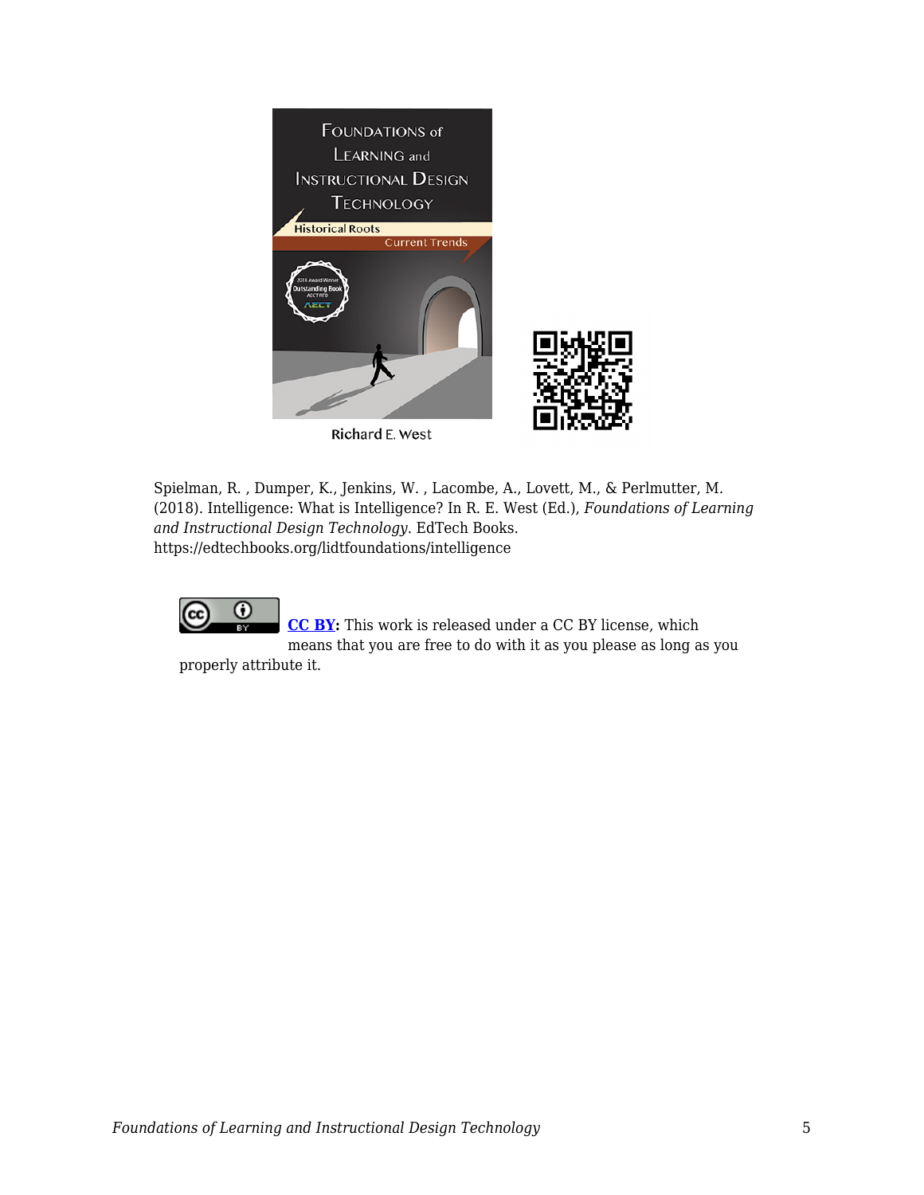Spielman, R. , Dumper, K., Jenkins, W. , Lacombe, A., Lovett, M., & Perlmutter, M. (2018). Intelligence: What is Intelligence? In R. E. West (Ed.), *Foundations of Learning and Instructional Design Technology*. EdTech Books. https://edtechbooks.org/lidtfoundations/intelligence

**CC BY:** This work is released under a CC BY license, which means that you are free to do with it as you please as long as you properly attribute it.